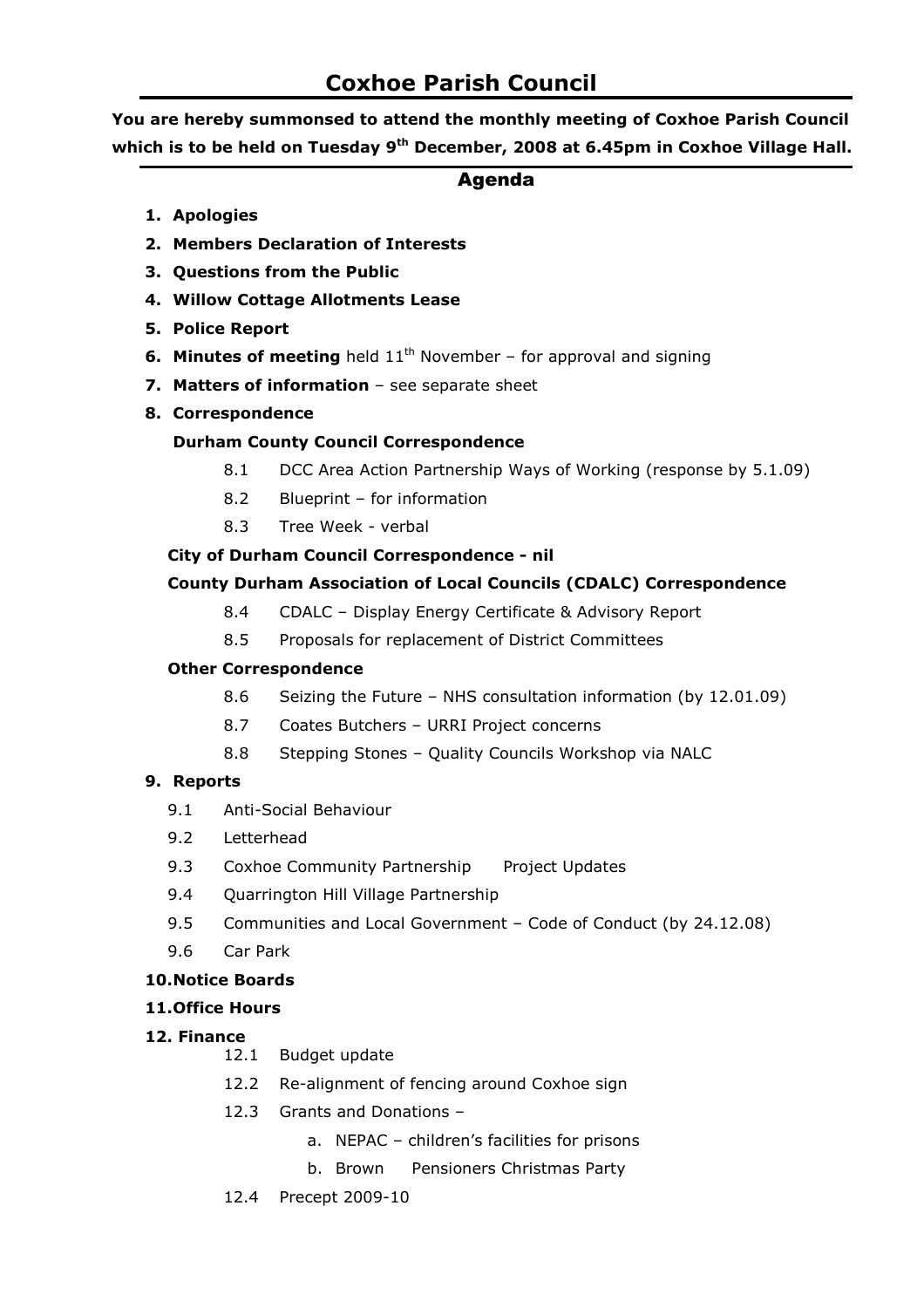# Coxhoe Parish Council

**You are hereby summonsed to attend the monthly meeting of Coxhoe Parish Council which is to be held on Tuesday 9th December, 2008 at 6.45pm in Coxhoe Village Hall.**

## Agenda

1. **Apologies**
2. **Members Declaration of Interests**
3. **Questions from the Public**
4. **Willow Cottage Allotments Lease**
5. **Police Report**
6. **Minutes of meeting** held 11th November – for approval and signing
7. **Matters of information** – see separate sheet
8. **Correspondence**

   **Durham County Council Correspondence**

   8.1 DCC Area Action Partnership Ways of Working (response by 5.1.09)

   8.2 Blueprint – for information

   8.3 Tree Week - verbal

   **City of Durham Council Correspondence - nil**

   **County Durham Association of Local Councils (CDALC) Correspondence**

   8.4 CDALC – Display Energy Certificate & Advisory Report

   8.5 Proposals for replacement of District Committees

   **Other Correspondence**

   8.6 Seizing the Future – NHS consultation information (by 12.01.09)

   8.7 Coates Butchers – URRI Project concerns

   8.8 Stepping Stones – Quality Councils Workshop via NALC

9. **Reports**

   9.1 Anti-Social Behaviour

   9.2 Letterhead

   9.3 Coxhoe Community Partnership Project Updates

   9.4 Quarrington Hill Village Partnership

   9.5 Communities and Local Government – Code of Conduct (by 24.12.08)

   9.6 Car Park

10. **Notice Boards**
11. **Office Hours**
12. **Finance**

    12.1 Budget update

    12.2 Re-alignment of fencing around Coxhoe sign

    12.3 Grants and Donations –

    a. NEPAC – children's facilities for prisons

    b. Brown Pensioners Christmas Party

    12.4 Precept 2009-10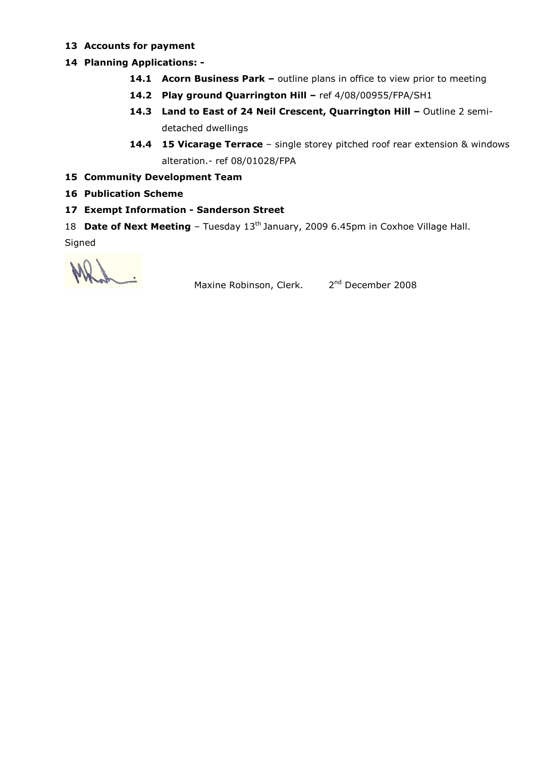**13 Accounts for payment**

**14 Planning Applications: -**

- **14.1 Acorn Business Park –** outline plans in office to view prior to meeting
- **14.2 Play ground Quarrington Hill –** ref 4/08/00955/FPA/SH1
- **14.3 Land to East of 24 Neil Crescent, Quarrington Hill –** Outline 2 semi-detached dwellings
- **14.4 15 Vicarage Terrace** – single storey pitched roof rear extension & windows alteration.- ref 08/01028/FPA

**15 Community Development Team**

**16 Publication Scheme**

**17 Exempt Information - Sanderson Street**

18 **Date of Next Meeting** – Tuesday 13th January, 2009 6.45pm in Coxhoe Village Hall.

Signed

Maxine Robinson, Clerk. 2nd December 2008